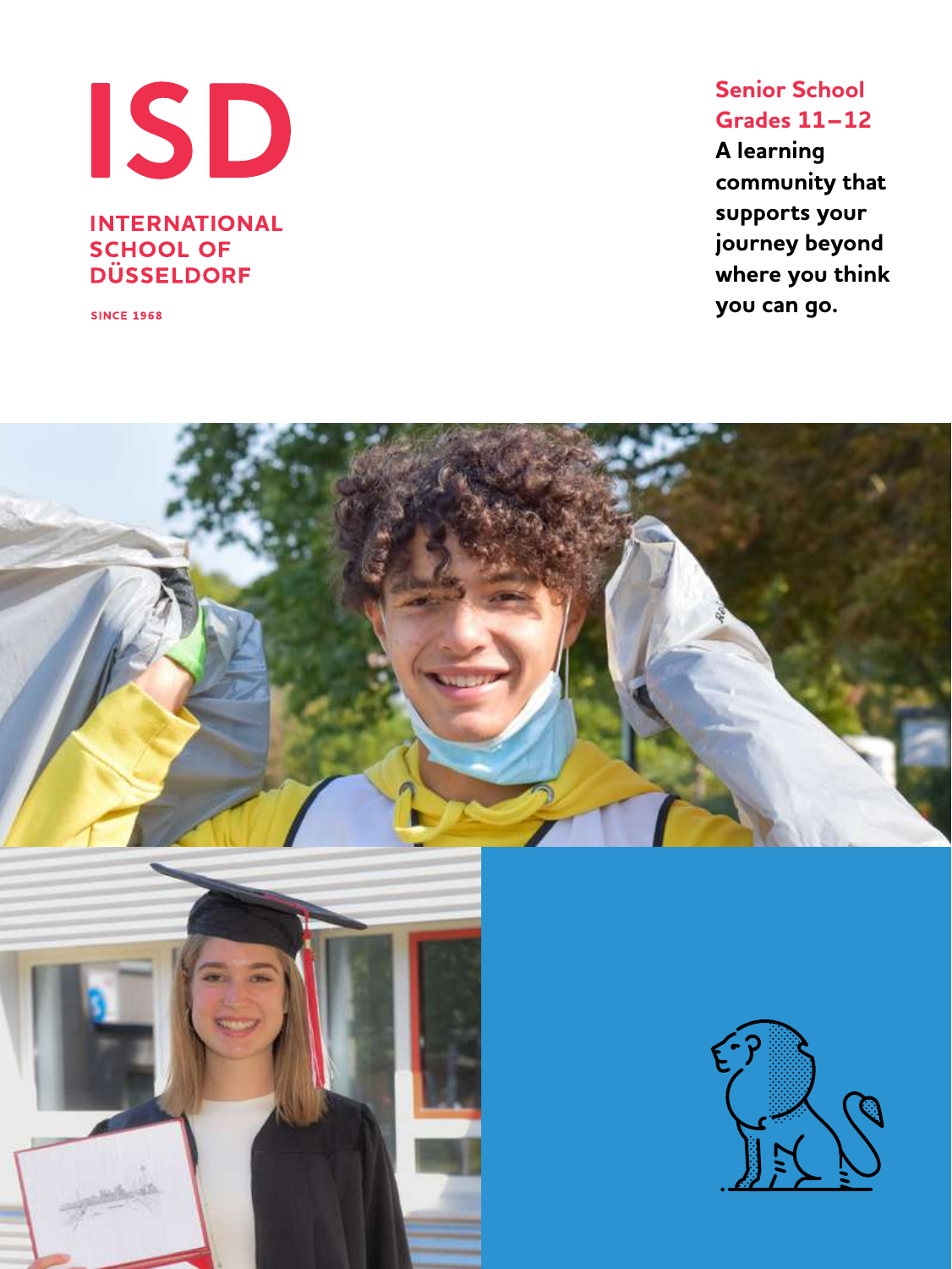# ISD

**INTERNATIONAL SCHOOL OF DÜSSELDORF**

SINCE 1968

## Senior School Grades 11–12

**A learning community that supports your journey beyond where you think you can go.**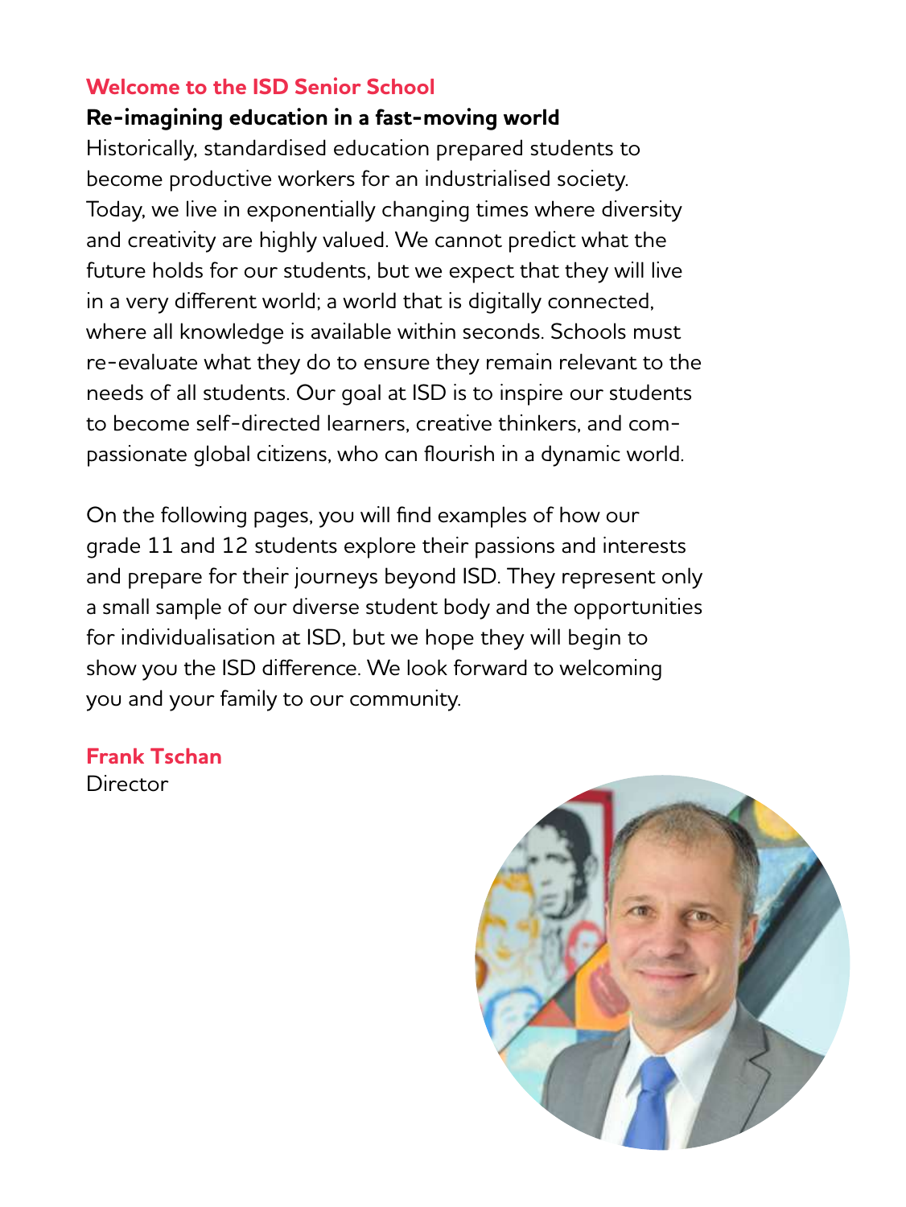## Welcome to the ISD Senior School

### Re-imagining education in a fast-moving world

Historically, standardised education prepared students to become productive workers for an industrialised society. Today, we live in exponentially changing times where diversity and creativity are highly valued. We cannot predict what the future holds for our students, but we expect that they will live in a very different world; a world that is digitally connected, where all knowledge is available within seconds. Schools must re-evaluate what they do to ensure they remain relevant to the needs of all students. Our goal at ISD is to inspire our students to become self-directed learners, creative thinkers, and compassionate global citizens, who can flourish in a dynamic world.

On the following pages, you will find examples of how our grade 11 and 12 students explore their passions and interests and prepare for their journeys beyond ISD. They represent only a small sample of our diverse student body and the opportunities for individualisation at ISD, but we hope they will begin to show you the ISD difference. We look forward to welcoming you and your family to our community.

**Frank Tschan**
Director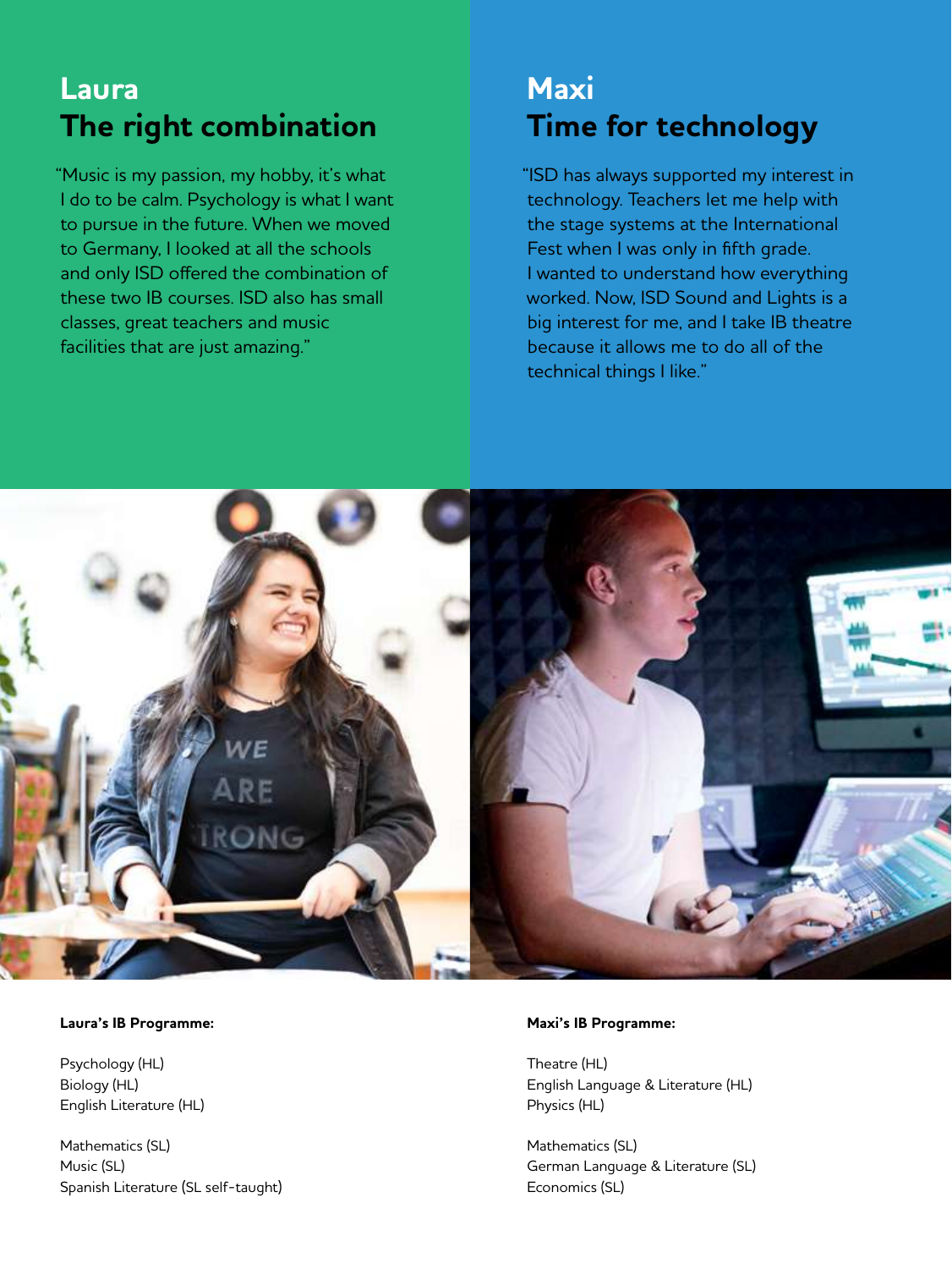## Laura
## The right combination

"Music is my passion, my hobby, it's what I do to be calm. Psychology is what I want to pursue in the future. When we moved to Germany, I looked at all the schools and only ISD offered the combination of these two IB courses. ISD also has small classes, great teachers and music facilities that are just amazing."

**Laura's IB Programme:**

Psychology (HL)
Biology (HL)
English Literature (HL)

Mathematics (SL)
Music (SL)
Spanish Literature (SL self-taught)

## Maxi
## Time for technology

"ISD has always supported my interest in technology. Teachers let me help with the stage systems at the International Fest when I was only in fifth grade. I wanted to understand how everything worked. Now, ISD Sound and Lights is a big interest for me, and I take IB theatre because it allows me to do all of the technical things I like."

**Maxi's IB Programme:**

Theatre (HL)
English Language & Literature (HL)
Physics (HL)

Mathematics (SL)
German Language & Literature (SL)
Economics (SL)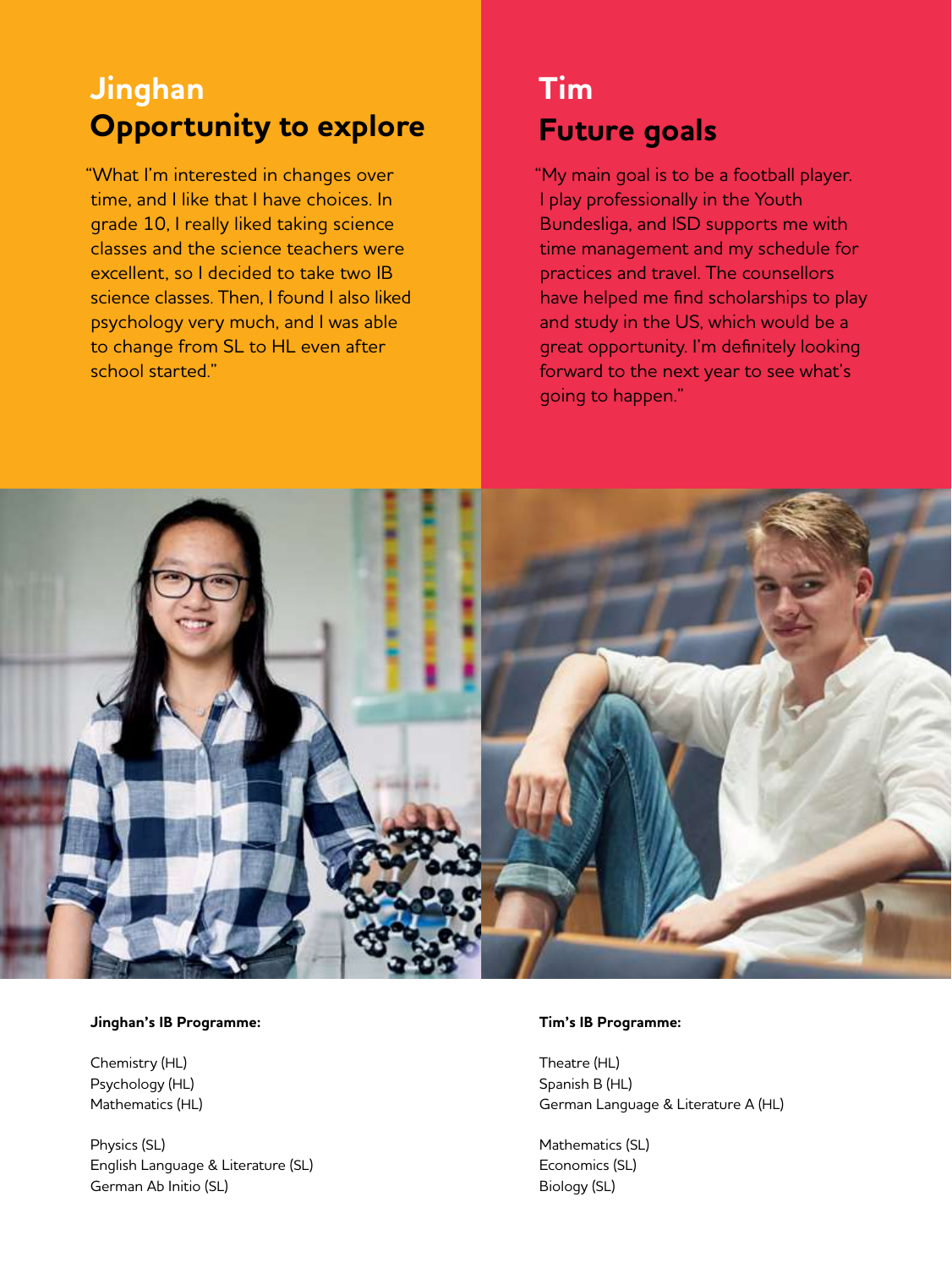## Jinghan
## Opportunity to explore

"What I'm interested in changes over time, and I like that I have choices. In grade 10, I really liked taking science classes and the science teachers were excellent, so I decided to take two IB science classes. Then, I found I also liked psychology very much, and I was able to change from SL to HL even after school started."

**Jinghan's IB Programme:**

Chemistry (HL)
Psychology (HL)
Mathematics (HL)

Physics (SL)
English Language & Literature (SL)
German Ab Initio (SL)

## Tim
## Future goals

"My main goal is to be a football player. I play professionally in the Youth Bundesliga, and ISD supports me with time management and my schedule for practices and travel. The counsellors have helped me find scholarships to play and study in the US, which would be a great opportunity. I'm definitely looking forward to the next year to see what's going to happen."

**Tim's IB Programme:**

Theatre (HL)
Spanish B (HL)
German Language & Literature A (HL)

Mathematics (SL)
Economics (SL)
Biology (SL)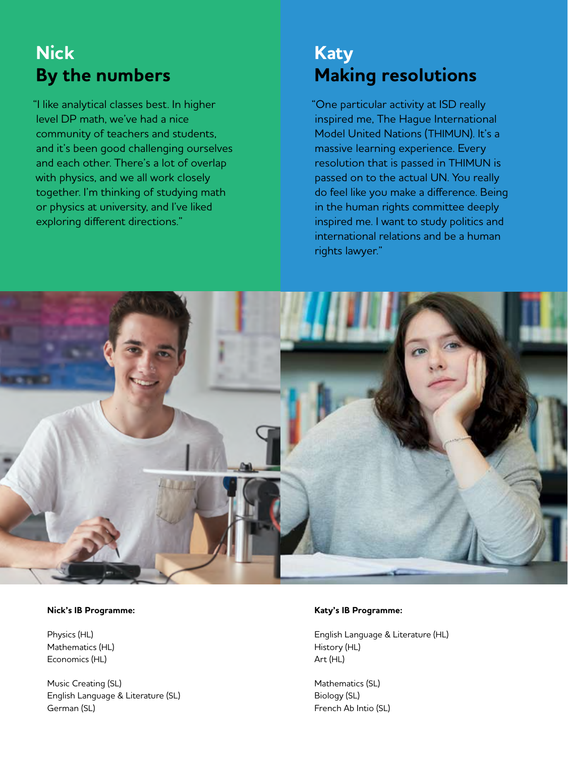## Nick
## By the numbers

"I like analytical classes best. In higher level DP math, we've had a nice community of teachers and students, and it's been good challenging ourselves and each other. There's a lot of overlap with physics, and we all work closely together. I'm thinking of studying math or physics at university, and I've liked exploring different directions."

**Nick's IB Programme:**

Physics (HL)
Mathematics (HL)
Economics (HL)

Music Creating (SL)
English Language & Literature (SL)
German (SL)

## Katy
## Making resolutions

"One particular activity at ISD really inspired me, The Hague International Model United Nations (THIMUN). It's a massive learning experience. Every resolution that is passed in THIMUN is passed on to the actual UN. You really do feel like you make a difference. Being in the human rights committee deeply inspired me. I want to study politics and international relations and be a human rights lawyer."

**Katy's IB Programme:**

English Language & Literature (HL)
History (HL)
Art (HL)

Mathematics (SL)
Biology (SL)
French Ab Intio (SL)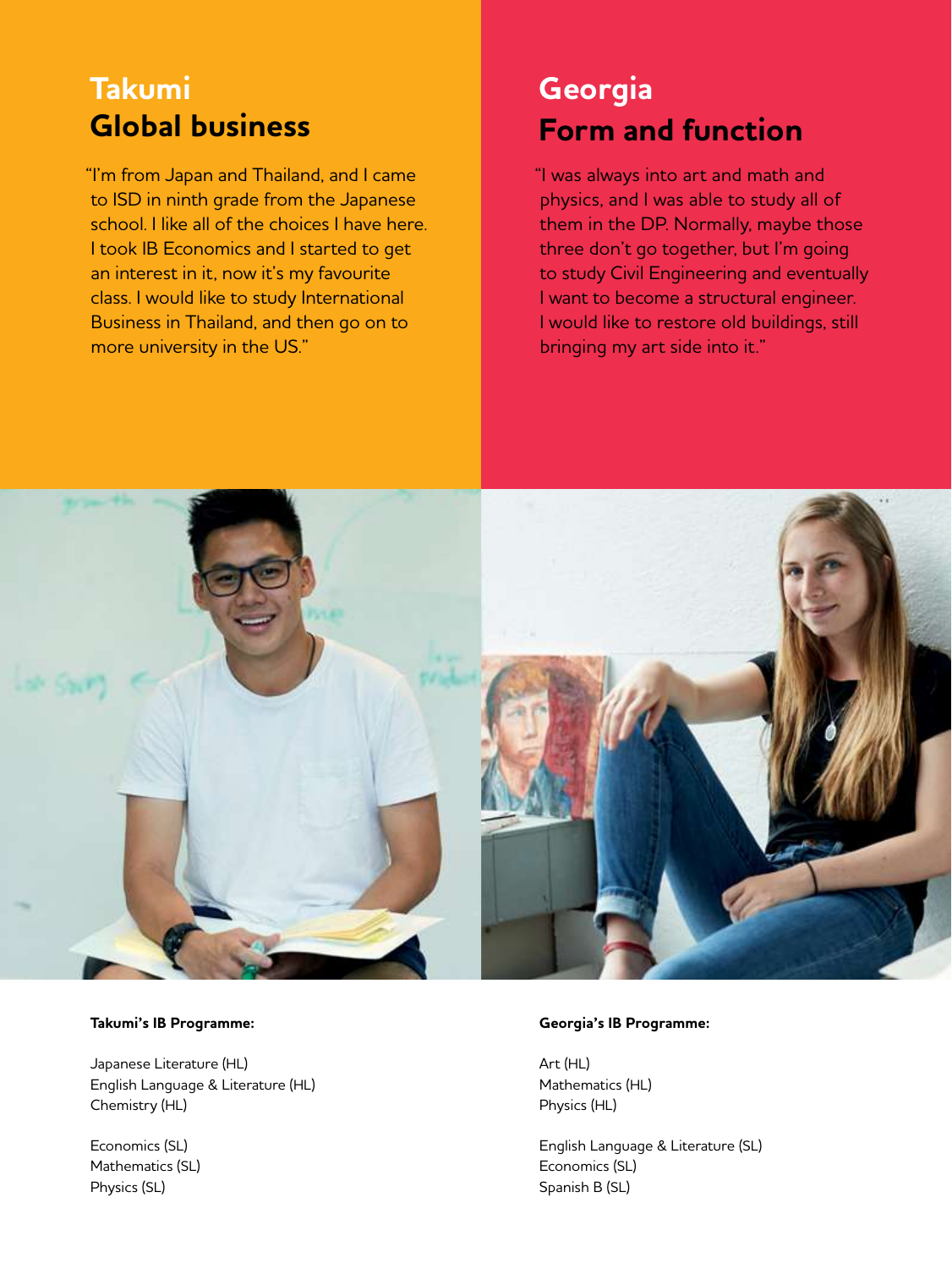## Takumi
## Global business

"I'm from Japan and Thailand, and I came to ISD in ninth grade from the Japanese school. I like all of the choices I have here. I took IB Economics and I started to get an interest in it, now it's my favourite class. I would like to study International Business in Thailand, and then go on to more university in the US."

**Takumi's IB Programme:**

Japanese Literature (HL)
English Language & Literature (HL)
Chemistry (HL)

Economics (SL)
Mathematics (SL)
Physics (SL)

## Georgia
## Form and function

"I was always into art and math and physics, and I was able to study all of them in the DP. Normally, maybe those three don't go together, but I'm going to study Civil Engineering and eventually I want to become a structural engineer. I would like to restore old buildings, still bringing my art side into it."

**Georgia's IB Programme:**

Art (HL)
Mathematics (HL)
Physics (HL)

English Language & Literature (SL)
Economics (SL)
Spanish B (SL)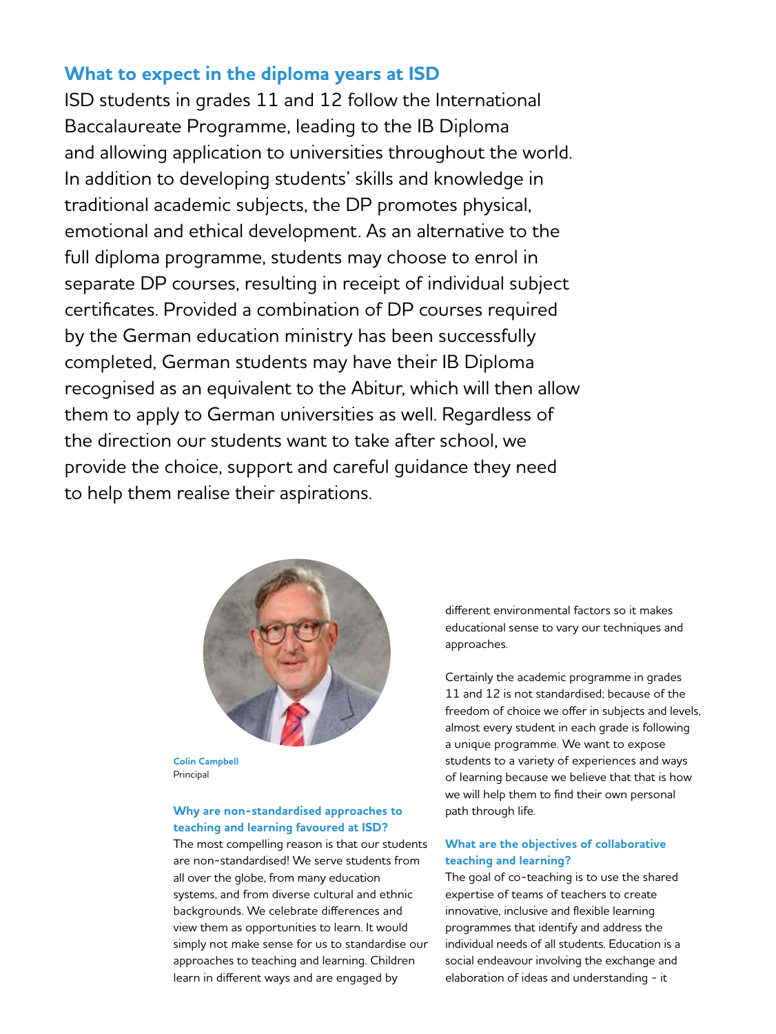## What to expect in the diploma years at ISD

ISD students in grades 11 and 12 follow the International Baccalaureate Programme, leading to the IB Diploma and allowing application to universities throughout the world. In addition to developing students' skills and knowledge in traditional academic subjects, the DP promotes physical, emotional and ethical development. As an alternative to the full diploma programme, students may choose to enrol in separate DP courses, resulting in receipt of individual subject certificates. Provided a combination of DP courses required by the German education ministry has been successfully completed, German students may have their IB Diploma recognised as an equivalent to the Abitur, which will then allow them to apply to German universities as well. Regardless of the direction our students want to take after school, we provide the choice, support and careful guidance they need to help them realise their aspirations.

**Colin Campbell**
Principal

### Why are non-standardised approaches to teaching and learning favoured at ISD?

The most compelling reason is that our students are non-standardised! We serve students from all over the globe, from many education systems, and from diverse cultural and ethnic backgrounds. We celebrate differences and view them as opportunities to learn. It would simply not make sense for us to standardise our approaches to teaching and learning. Children learn in different ways and are engaged by different environmental factors so it makes educational sense to vary our techniques and approaches.

Certainly the academic programme in grades 11 and 12 is not standardised; because of the freedom of choice we offer in subjects and levels, almost every student in each grade is following a unique programme. We want to expose students to a variety of experiences and ways of learning because we believe that that is how we will help them to find their own personal path through life.

### What are the objectives of collaborative teaching and learning?

The goal of co-teaching is to use the shared expertise of teams of teachers to create innovative, inclusive and flexible learning programmes that identify and address the individual needs of all students. Education is a social endeavour involving the exchange and elaboration of ideas and understanding - it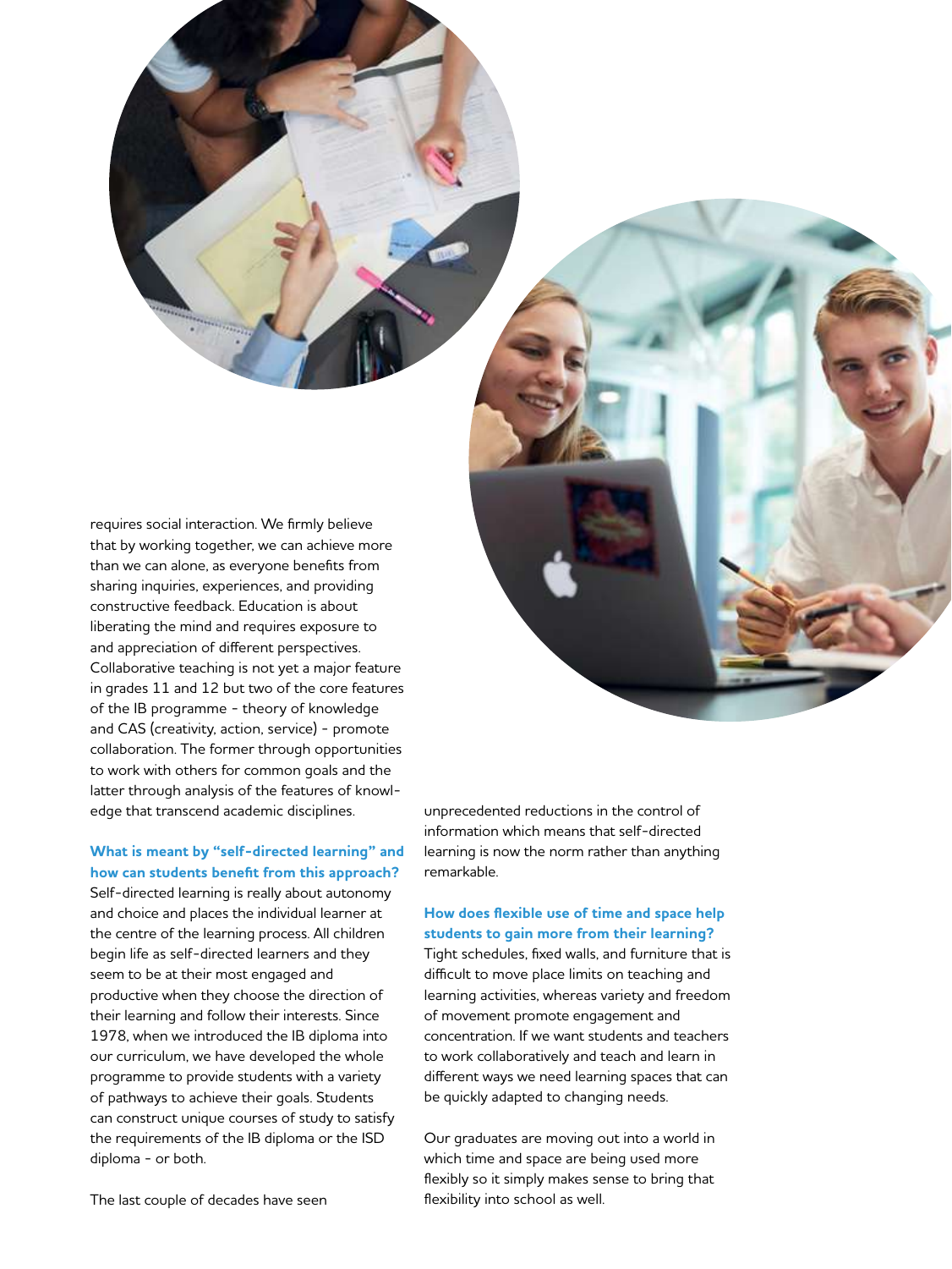requires social interaction. We firmly believe that by working together, we can achieve more than we can alone, as everyone benefits from sharing inquiries, experiences, and providing constructive feedback. Education is about liberating the mind and requires exposure to and appreciation of different perspectives. Collaborative teaching is not yet a major feature in grades 11 and 12 but two of the core features of the IB programme - theory of knowledge and CAS (creativity, action, service) - promote collaboration. The former through opportunities to work with others for common goals and the latter through analysis of the features of knowledge that transcend academic disciplines.

### What is meant by "self-directed learning" and how can students benefit from this approach?

Self-directed learning is really about autonomy and choice and places the individual learner at the centre of the learning process. All children begin life as self-directed learners and they seem to be at their most engaged and productive when they choose the direction of their learning and follow their interests. Since 1978, when we introduced the IB diploma into our curriculum, we have developed the whole programme to provide students with a variety of pathways to achieve their goals. Students can construct unique courses of study to satisfy the requirements of the IB diploma or the ISD diploma - or both.

The last couple of decades have seen unprecedented reductions in the control of information which means that self-directed learning is now the norm rather than anything remarkable.

### How does flexible use of time and space help students to gain more from their learning?

Tight schedules, fixed walls, and furniture that is difficult to move place limits on teaching and learning activities, whereas variety and freedom of movement promote engagement and concentration. If we want students and teachers to work collaboratively and teach and learn in different ways we need learning spaces that can be quickly adapted to changing needs.

Our graduates are moving out into a world in which time and space are being used more flexibly so it simply makes sense to bring that flexibility into school as well.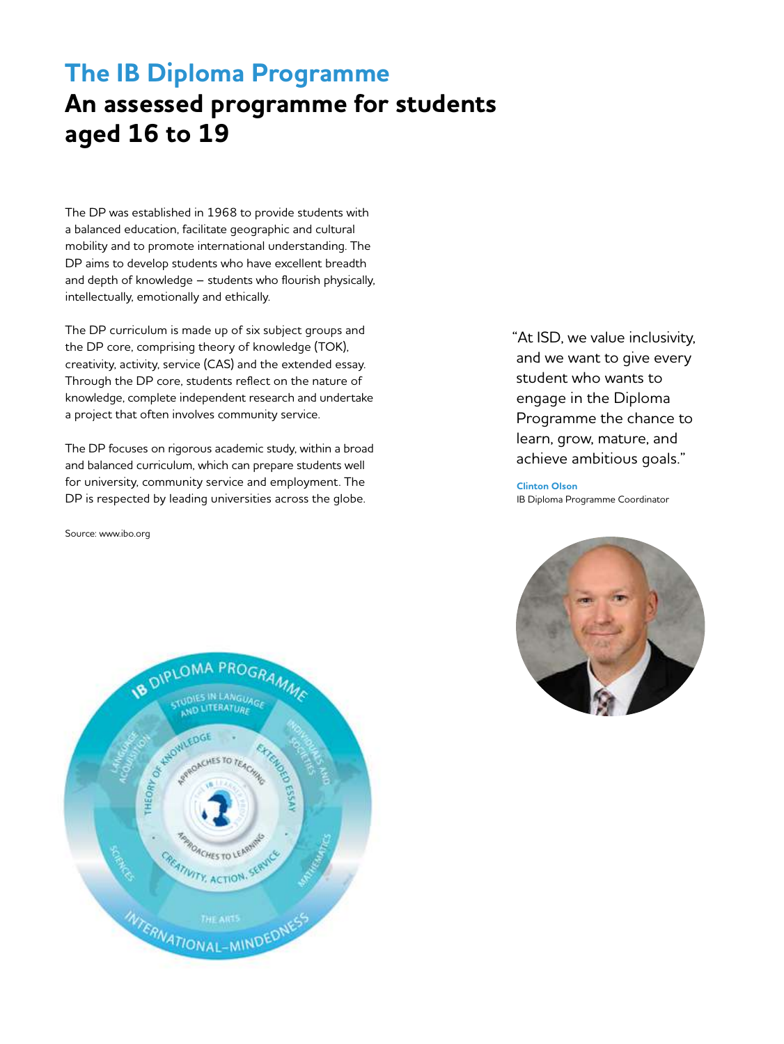# The IB Diploma Programme

## An assessed programme for students aged 16 to 19

The DP was established in 1968 to provide students with a balanced education, facilitate geographic and cultural mobility and to promote international understanding. The DP aims to develop students who have excellent breadth and depth of knowledge – students who flourish physically, intellectually, emotionally and ethically.

The DP curriculum is made up of six subject groups and the DP core, comprising theory of knowledge (TOK), creativity, activity, service (CAS) and the extended essay. Through the DP core, students reflect on the nature of knowledge, complete independent research and undertake a project that often involves community service.

The DP focuses on rigorous academic study, within a broad and balanced curriculum, which can prepare students well for university, community service and employment. The DP is respected by leading universities across the globe.

Source: www.ibo.org

"At ISD, we value inclusivity, and we want to give every student who wants to engage in the Diploma Programme the chance to learn, grow, mature, and achieve ambitious goals."

**Clinton Olson**
IB Diploma Programme Coordinator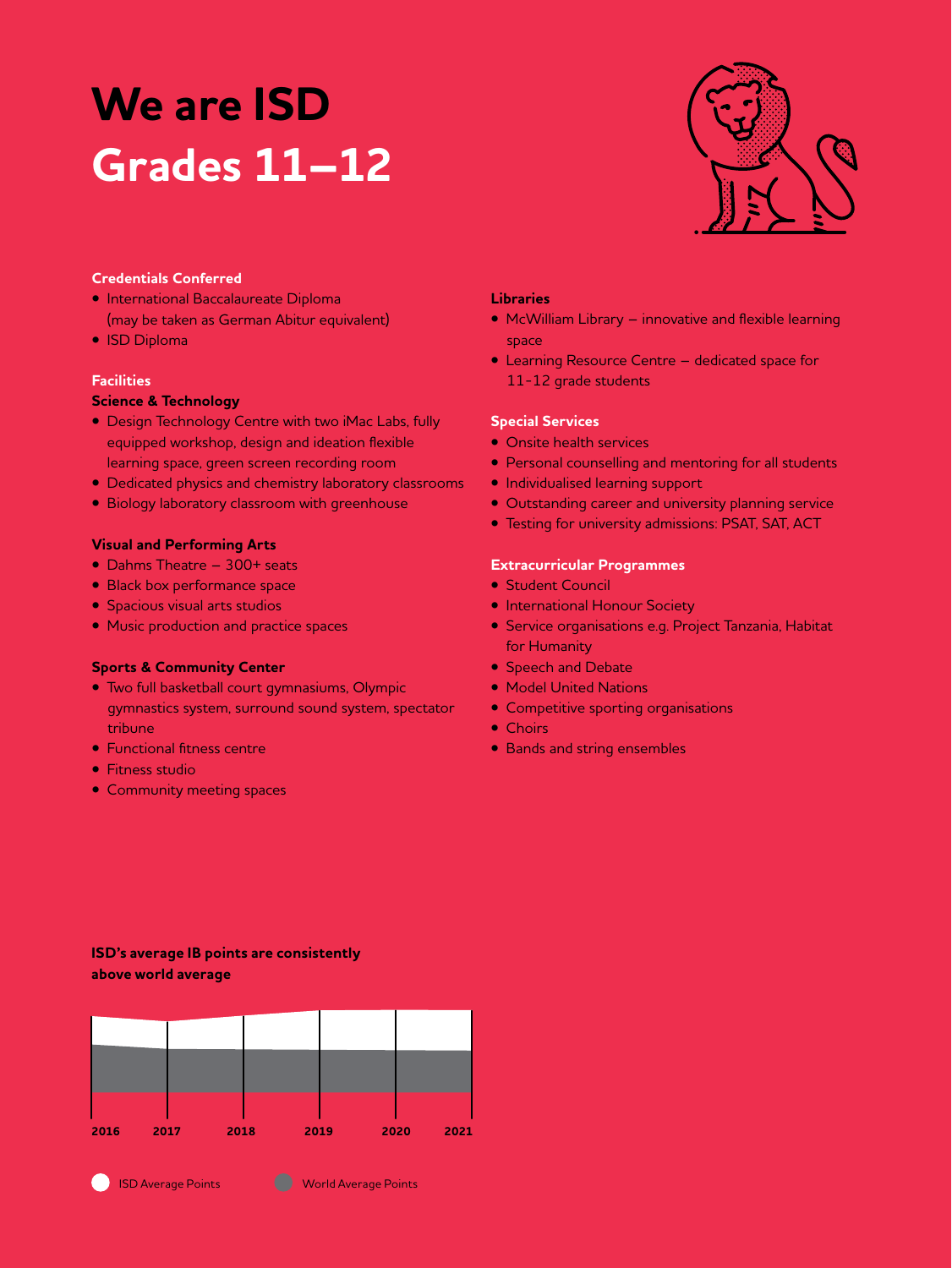# We are ISD
# Grades 11–12

**Credentials Conferred**

- International Baccalaureate Diploma (may be taken as German Abitur equivalent)
- ISD Diploma

**Facilities**

**Science & Technology**

- Design Technology Centre with two iMac Labs, fully equipped workshop, design and ideation flexible learning space, green screen recording room
- Dedicated physics and chemistry laboratory classrooms
- Biology laboratory classroom with greenhouse

**Visual and Performing Arts**

- Dahms Theatre – 300+ seats
- Black box performance space
- Spacious visual arts studios
- Music production and practice spaces

**Sports & Community Center**

- Two full basketball court gymnasiums, Olympic gymnastics system, surround sound system, spectator tribune
- Functional fitness centre
- Fitness studio
- Community meeting spaces

**Libraries**

- McWilliam Library – innovative and flexible learning space
- Learning Resource Centre – dedicated space for 11-12 grade students

**Special Services**

- Onsite health services
- Personal counselling and mentoring for all students
- Individualised learning support
- Outstanding career and university planning service
- Testing for university admissions: PSAT, SAT, ACT

**Extracurricular Programmes**

- Student Council
- International Honour Society
- Service organisations e.g. Project Tanzania, Habitat for Humanity
- Speech and Debate
- Model United Nations
- Competitive sporting organisations
- Choirs
- Bands and string ensembles

**ISD's average IB points are consistently above world average**

2016 2017 2018 2019 2020 2021

ISD Average Points | World Average Points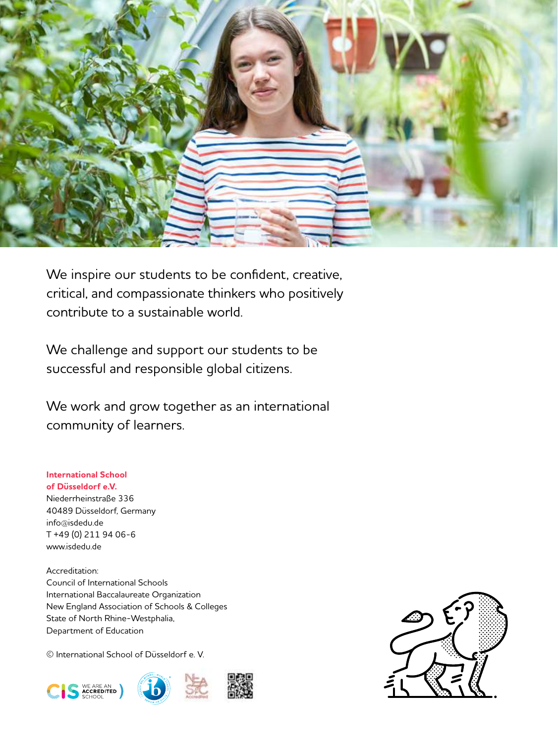We inspire our students to be confident, creative, critical, and compassionate thinkers who positively contribute to a sustainable world.

We challenge and support our students to be successful and responsible global citizens.

We work and grow together as an international community of learners.

**International School of Düsseldorf e.V.**
Niederrheinstraße 336
40489 Düsseldorf, Germany
info@isdedu.de
T +49 (0) 211 94 06-6
www.isdedu.de

Accreditation:
Council of International Schools
International Baccalaureate Organization
New England Association of Schools & Colleges
State of North Rhine-Westphalia,
Department of Education

© International School of Düsseldorf e. V.

CIS WE ARE AN ACCREDITED SCHOOL